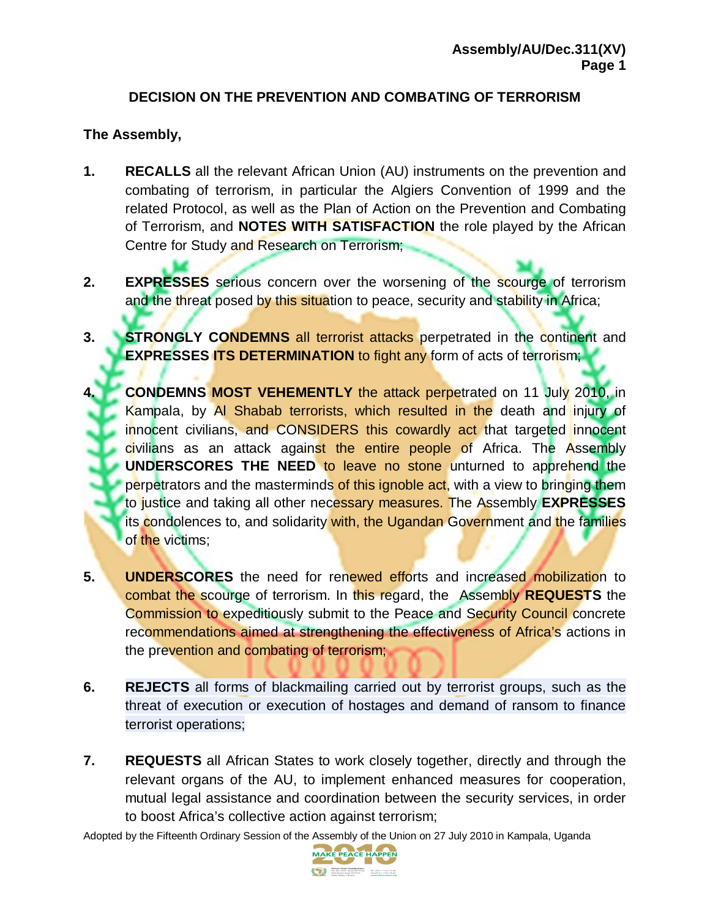# DECISION ON THE PREVENTION AND COMBATING OF TERRORISM

**The Assembly,**

1. **RECALLS** all the relevant African Union (AU) instruments on the prevention and combating of terrorism, in particular the Algiers Convention of 1999 and the related Protocol, as well as the Plan of Action on the Prevention and Combating of Terrorism, and **NOTES WITH SATISFACTION** the role played by the African Centre for Study and Research on Terrorism;

2. **EXPRESSES** serious concern over the worsening of the scourge of terrorism and the threat posed by this situation to peace, security and stability in Africa;

3. **STRONGLY CONDEMNS** all terrorist attacks perpetrated in the continent and **EXPRESSES ITS DETERMINATION** to fight any form of acts of terrorism;

4. **CONDEMNS MOST VEHEMENTLY** the attack perpetrated on 11 July 2010, in Kampala, by Al Shabab terrorists, which resulted in the death and injury of innocent civilians, and CONSIDERS this cowardly act that targeted innocent civilians as an attack against the entire people of Africa. The Assembly **UNDERSCORES THE NEED** to leave no stone unturned to apprehend the perpetrators and the masterminds of this ignoble act, with a view to bringing them to justice and taking all other necessary measures. The Assembly **EXPRESSES** its condolences to, and solidarity with, the Ugandan Government and the families of the victims;

5. **UNDERSCORES** the need for renewed efforts and increased mobilization to combat the scourge of terrorism. In this regard, the Assembly **REQUESTS** the Commission to expeditiously submit to the Peace and Security Council concrete recommendations aimed at strengthening the effectiveness of Africa's actions in the prevention and combating of terrorism;

6. **REJECTS** all forms of blackmailing carried out by terrorist groups, such as the threat of execution or execution of hostages and demand of ransom to finance terrorist operations;

7. **REQUESTS** all African States to work closely together, directly and through the relevant organs of the AU, to implement enhanced measures for cooperation, mutual legal assistance and coordination between the security services, in order to boost Africa's collective action against terrorism;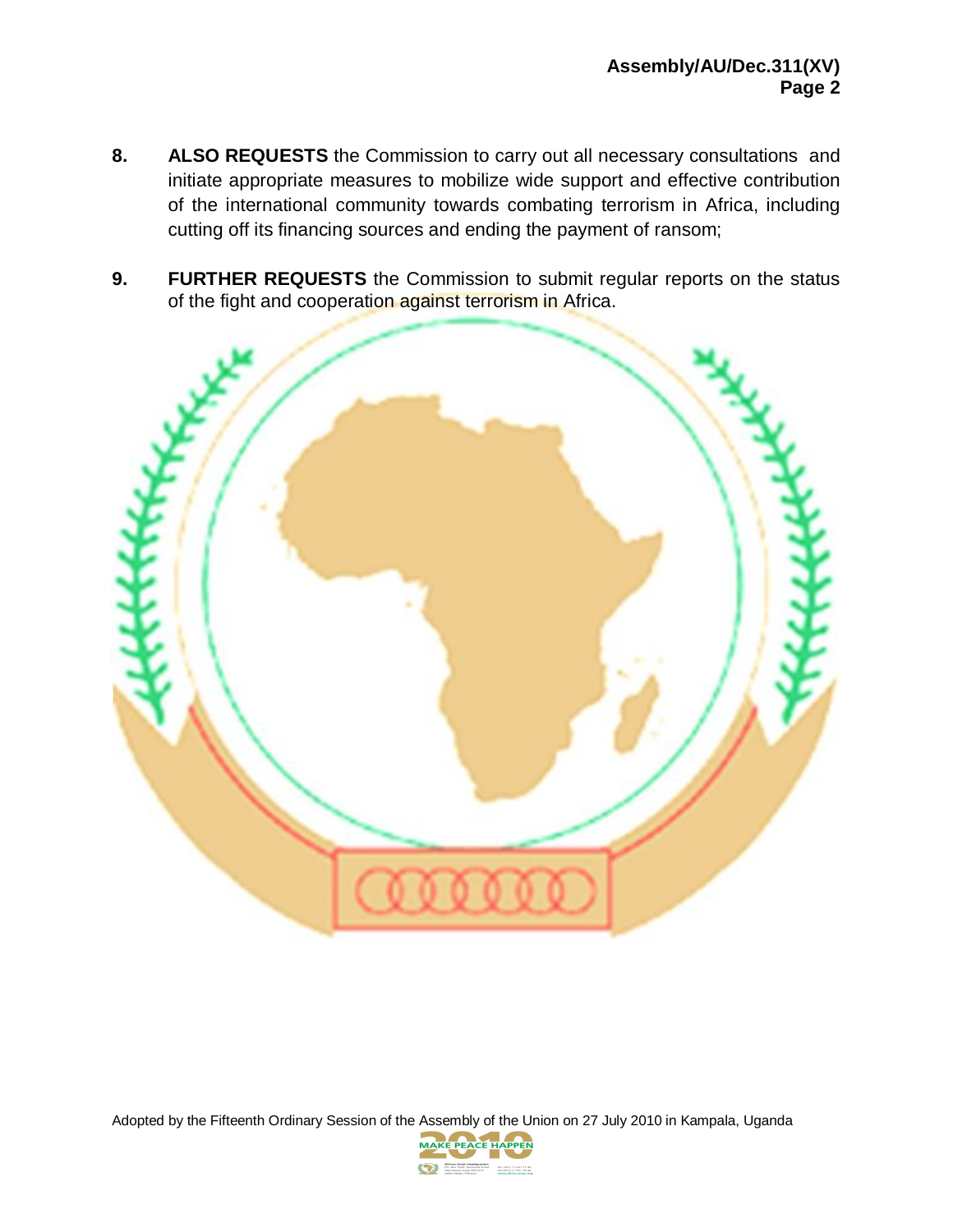8. **ALSO REQUESTS** the Commission to carry out all necessary consultations and initiate appropriate measures to mobilize wide support and effective contribution of the international community towards combating terrorism in Africa, including cutting off its financing sources and ending the payment of ransom;

9. **FURTHER REQUESTS** the Commission to submit regular reports on the status of the fight and cooperation against terrorism in Africa.

Adopted by the Fifteenth Ordinary Session of the Assembly of the Union on 27 July 2010 in Kampala, Uganda